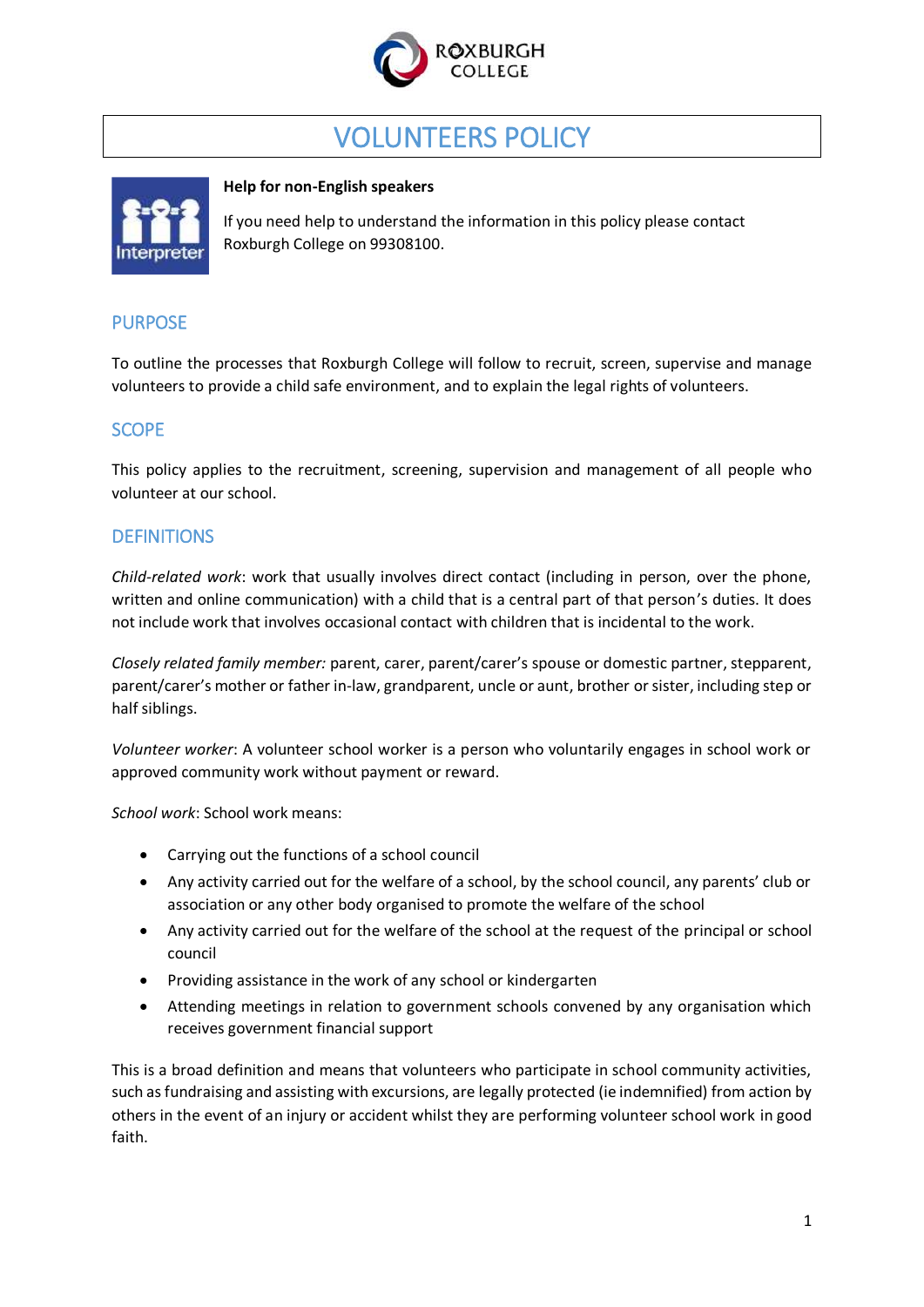ROXBURGH COLLEGE

# VOLUNTEERS POLICY

**Help for non-English speakers**

If you need help to understand the information in this policy please contact Roxburgh College on 99308100.

## PURPOSE

To outline the processes that Roxburgh College will follow to recruit, screen, supervise and manage volunteers to provide a child safe environment, and to explain the legal rights of volunteers.

## SCOPE

This policy applies to the recruitment, screening, supervision and management of all people who volunteer at our school.

## DEFINITIONS

*Child-related work*: work that usually involves direct contact (including in person, over the phone, written and online communication) with a child that is a central part of that person's duties. It does not include work that involves occasional contact with children that is incidental to the work.

*Closely related family member:* parent, carer, parent/carer's spouse or domestic partner, stepparent, parent/carer's mother or father in-law, grandparent, uncle or aunt, brother or sister, including step or half siblings.

*Volunteer worker*: A volunteer school worker is a person who voluntarily engages in school work or approved community work without payment or reward.

*School work*: School work means:

- Carrying out the functions of a school council
- Any activity carried out for the welfare of a school, by the school council, any parents' club or association or any other body organised to promote the welfare of the school
- Any activity carried out for the welfare of the school at the request of the principal or school council
- Providing assistance in the work of any school or kindergarten
- Attending meetings in relation to government schools convened by any organisation which receives government financial support

This is a broad definition and means that volunteers who participate in school community activities, such as fundraising and assisting with excursions, are legally protected (ie indemnified) from action by others in the event of an injury or accident whilst they are performing volunteer school work in good faith.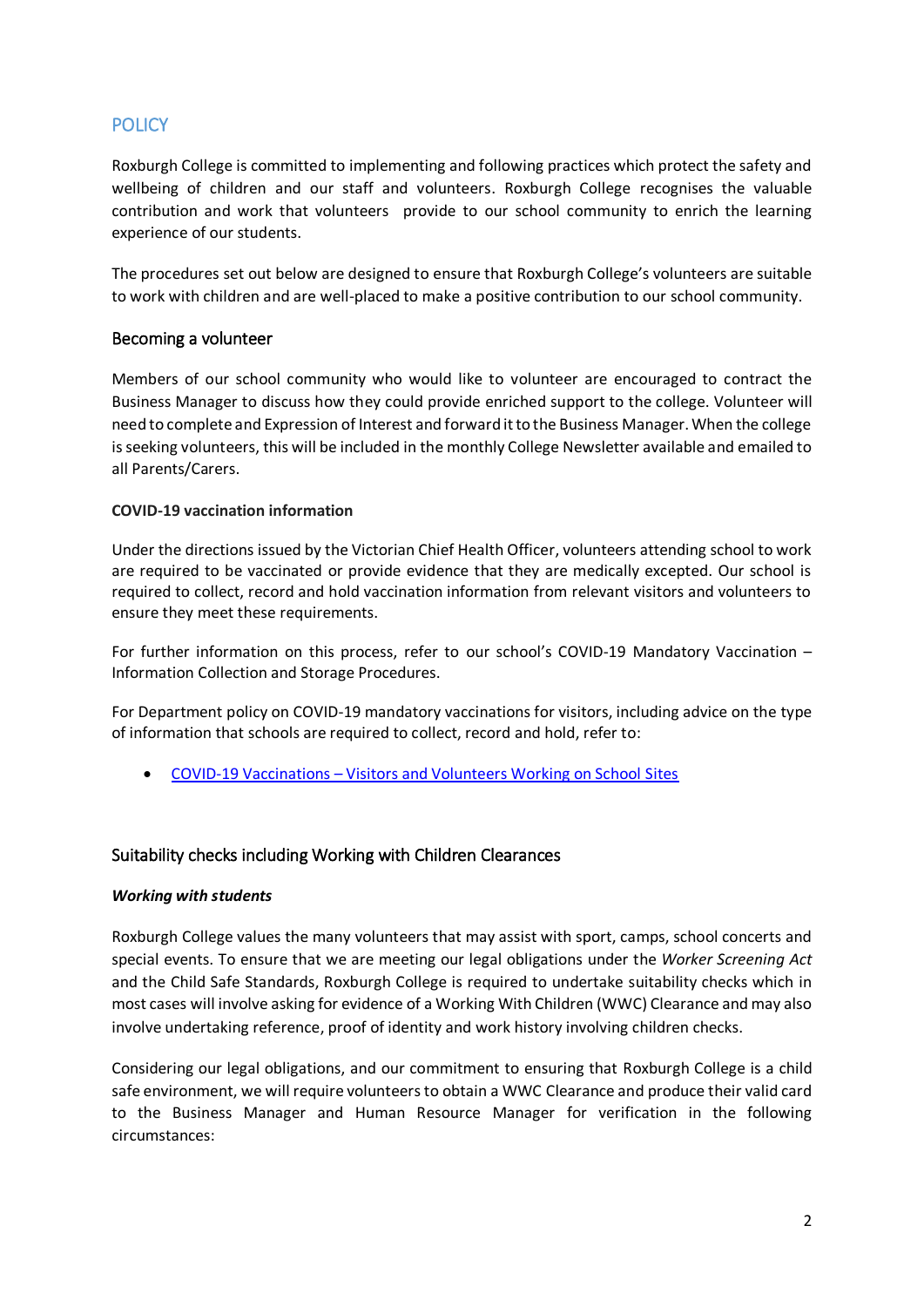# POLICY

Roxburgh College is committed to implementing and following practices which protect the safety and wellbeing of children and our staff and volunteers. Roxburgh College recognises the valuable contribution and work that volunteers provide to our school community to enrich the learning experience of our students.

The procedures set out below are designed to ensure that Roxburgh College's volunteers are suitable to work with children and are well-placed to make a positive contribution to our school community.

## Becoming a volunteer

Members of our school community who would like to volunteer are encouraged to contract the Business Manager to discuss how they could provide enriched support to the college. Volunteer will need to complete and Expression of Interest and forward it to the Business Manager. When the college is seeking volunteers, this will be included in the monthly College Newsletter available and emailed to all Parents/Carers.

**COVID-19 vaccination information**

Under the directions issued by the Victorian Chief Health Officer, volunteers attending school to work are required to be vaccinated or provide evidence that they are medically excepted. Our school is required to collect, record and hold vaccination information from relevant visitors and volunteers to ensure they meet these requirements.

For further information on this process, refer to our school's COVID-19 Mandatory Vaccination – Information Collection and Storage Procedures.

For Department policy on COVID-19 mandatory vaccinations for visitors, including advice on the type of information that schools are required to collect, record and hold, refer to:

- COVID-19 Vaccinations – Visitors and Volunteers Working on School Sites

## Suitability checks including Working with Children Clearances

***Working with students***

Roxburgh College values the many volunteers that may assist with sport, camps, school concerts and special events. To ensure that we are meeting our legal obligations under the *Worker Screening Act* and the Child Safe Standards, Roxburgh College is required to undertake suitability checks which in most cases will involve asking for evidence of a Working With Children (WWC) Clearance and may also involve undertaking reference, proof of identity and work history involving children checks.

Considering our legal obligations, and our commitment to ensuring that Roxburgh College is a child safe environment, we will require volunteers to obtain a WWC Clearance and produce their valid card to the Business Manager and Human Resource Manager for verification in the following circumstances: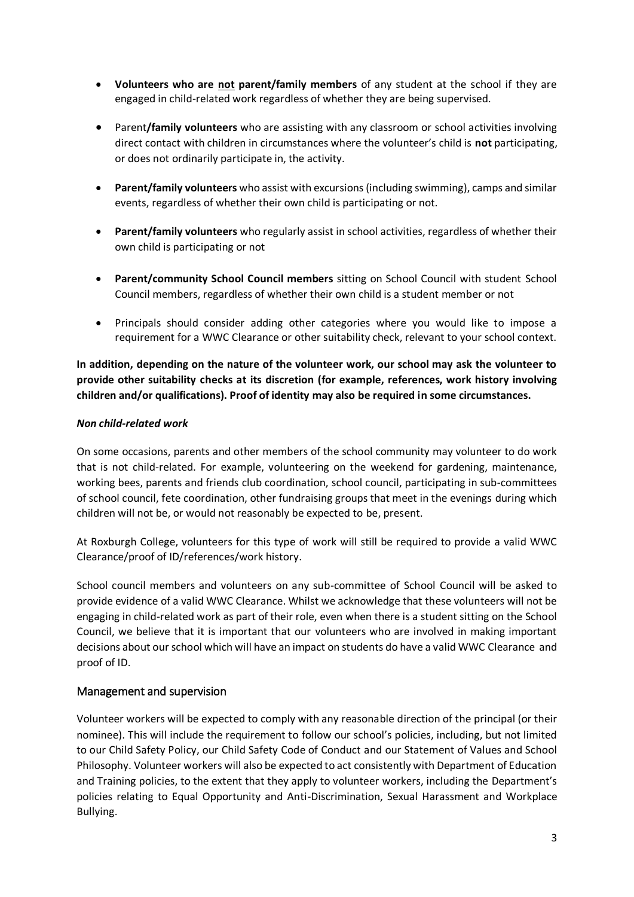- **Volunteers who are <u>not</u> parent/family members** of any student at the school if they are engaged in child-related work regardless of whether they are being supervised.

- Parent**/family volunteers** who are assisting with any classroom or school activities involving direct contact with children in circumstances where the volunteer's child is **not** participating, or does not ordinarily participate in, the activity.

- **Parent/family volunteers** who assist with excursions (including swimming), camps and similar events, regardless of whether their own child is participating or not.

- **Parent/family volunteers** who regularly assist in school activities, regardless of whether their own child is participating or not

- **Parent/community School Council members** sitting on School Council with student School Council members, regardless of whether their own child is a student member or not

- Principals should consider adding other categories where you would like to impose a requirement for a WWC Clearance or other suitability check, relevant to your school context.

**In addition, depending on the nature of the volunteer work, our school may ask the volunteer to provide other suitability checks at its discretion (for example, references, work history involving children and/or qualifications). Proof of identity may also be required in some circumstances.**

***Non child-related work***

On some occasions, parents and other members of the school community may volunteer to do work that is not child-related. For example, volunteering on the weekend for gardening, maintenance, working bees, parents and friends club coordination, school council, participating in sub-committees of school council, fete coordination, other fundraising groups that meet in the evenings during which children will not be, or would not reasonably be expected to be, present.

At Roxburgh College, volunteers for this type of work will still be required to provide a valid WWC Clearance/proof of ID/references/work history.

School council members and volunteers on any sub-committee of School Council will be asked to provide evidence of a valid WWC Clearance. Whilst we acknowledge that these volunteers will not be engaging in child-related work as part of their role, even when there is a student sitting on the School Council, we believe that it is important that our volunteers who are involved in making important decisions about our school which will have an impact on students do have a valid WWC Clearance and proof of ID.

## Management and supervision

Volunteer workers will be expected to comply with any reasonable direction of the principal (or their nominee). This will include the requirement to follow our school's policies, including, but not limited to our Child Safety Policy, our Child Safety Code of Conduct and our Statement of Values and School Philosophy. Volunteer workers will also be expected to act consistently with Department of Education and Training policies, to the extent that they apply to volunteer workers, including the Department's policies relating to Equal Opportunity and Anti-Discrimination, Sexual Harassment and Workplace Bullying.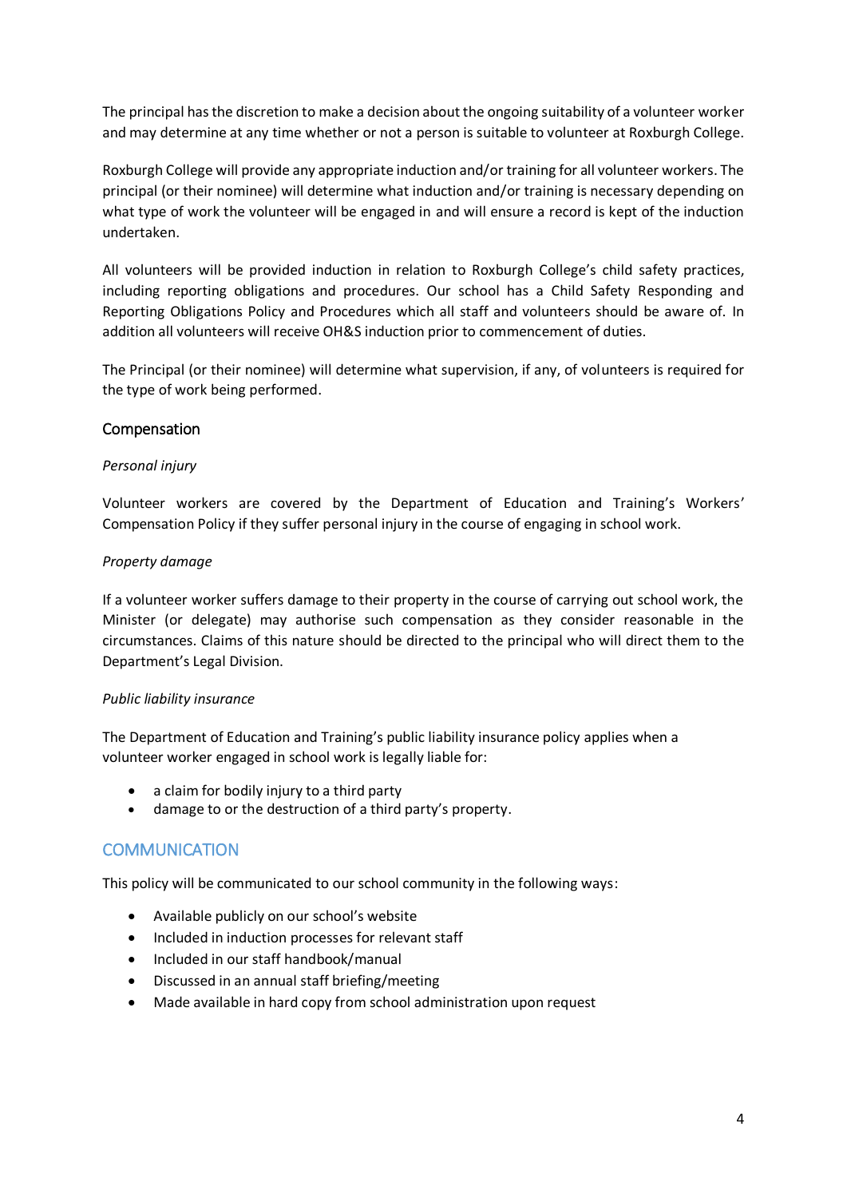The principal has the discretion to make a decision about the ongoing suitability of a volunteer worker and may determine at any time whether or not a person is suitable to volunteer at Roxburgh College.

Roxburgh College will provide any appropriate induction and/or training for all volunteer workers. The principal (or their nominee) will determine what induction and/or training is necessary depending on what type of work the volunteer will be engaged in and will ensure a record is kept of the induction undertaken.

All volunteers will be provided induction in relation to Roxburgh College's child safety practices, including reporting obligations and procedures. Our school has a Child Safety Responding and Reporting Obligations Policy and Procedures which all staff and volunteers should be aware of. In addition all volunteers will receive OH&S induction prior to commencement of duties.

The Principal (or their nominee) will determine what supervision, if any, of volunteers is required for the type of work being performed.

### Compensation

*Personal injury*

Volunteer workers are covered by the Department of Education and Training's Workers' Compensation Policy if they suffer personal injury in the course of engaging in school work.

*Property damage*

If a volunteer worker suffers damage to their property in the course of carrying out school work, the Minister (or delegate) may authorise such compensation as they consider reasonable in the circumstances. Claims of this nature should be directed to the principal who will direct them to the Department's Legal Division.

*Public liability insurance*

The Department of Education and Training's public liability insurance policy applies when a volunteer worker engaged in school work is legally liable for:

- a claim for bodily injury to a third party
- damage to or the destruction of a third party's property.

## COMMUNICATION

This policy will be communicated to our school community in the following ways:

- Available publicly on our school's website
- Included in induction processes for relevant staff
- Included in our staff handbook/manual
- Discussed in an annual staff briefing/meeting
- Made available in hard copy from school administration upon request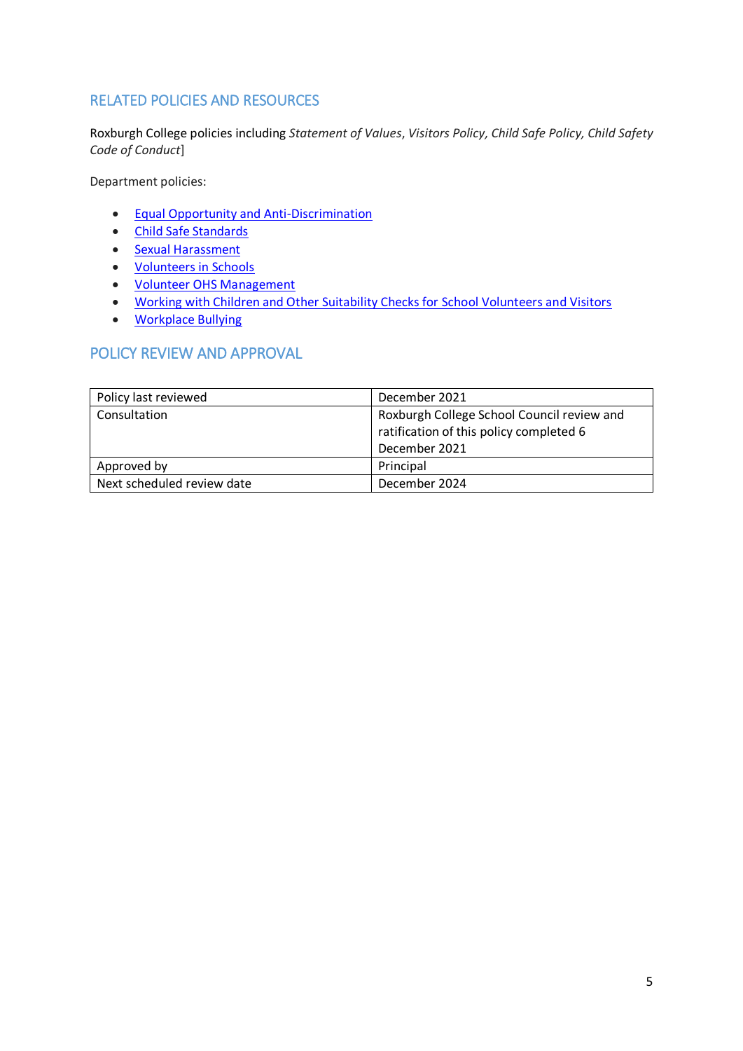## RELATED POLICIES AND RESOURCES

Roxburgh College policies including *Statement of Values*, *Visitors Policy, Child Safe Policy, Child Safety Code of Conduct*]

Department policies:

- Equal Opportunity and Anti-Discrimination
- Child Safe Standards
- Sexual Harassment
- Volunteers in Schools
- Volunteer OHS Management
- Working with Children and Other Suitability Checks for School Volunteers and Visitors
- Workplace Bullying

## POLICY REVIEW AND APPROVAL

| | |
|---|---|
| Policy last reviewed | December 2021 |
| Consultation | Roxburgh College School Council review and ratification of this policy completed 6 December 2021 |
| Approved by | Principal |
| Next scheduled review date | December 2024 |